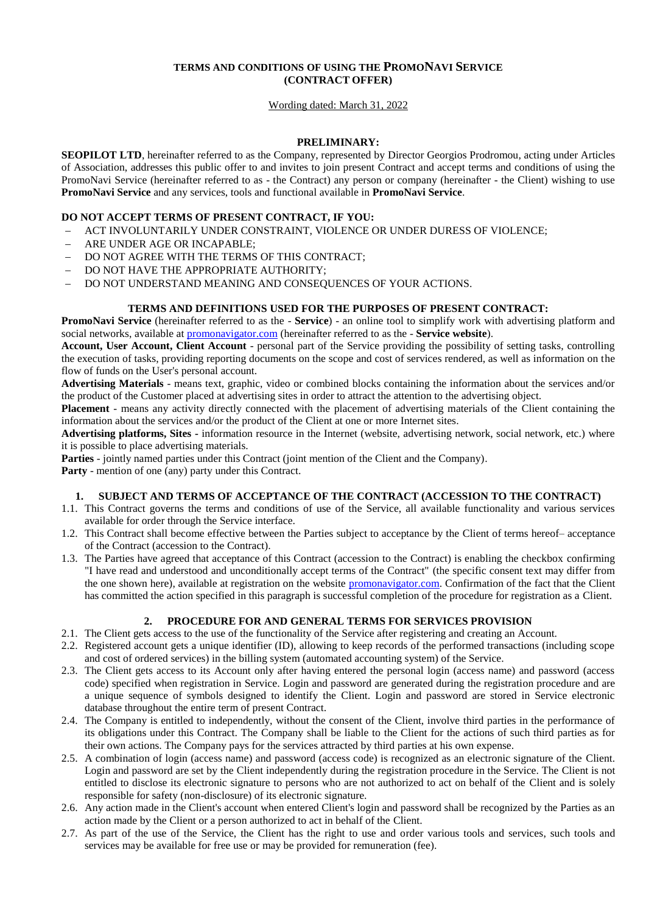# TERMS AND CONDITIONS OF USING THE PROMONAVI SERVICE (CONTRACT OFFER)

Wording dated: March 31, 2022

## PRELIMINARY:

**SEOPILOT LTD**, hereinafter referred to as the Company, represented by Director Georgios Prodromou, acting under Articles of Association, addresses this public offer to and invites to join present Contract and accept terms and conditions of using the PromoNavi Service (hereinafter referred to as - the Contract) any person or company (hereinafter - the Client) wishing to use **PromoNavi Service** and any services, tools and functional available in **PromoNavi Service**.

**DO NOT ACCEPT TERMS OF PRESENT CONTRACT, IF YOU:**

- ACT INVOLUNTARILY UNDER CONSTRAINT, VIOLENCE OR UNDER DURESS OF VIOLENCE;
- ARE UNDER AGE OR INCAPABLE;
- DO NOT AGREE WITH THE TERMS OF THIS CONTRACT;
- DO NOT HAVE THE APPROPRIATE AUTHORITY;
- DO NOT UNDERSTAND MEANING AND CONSEQUENCES OF YOUR ACTIONS.

## TERMS AND DEFINITIONS USED FOR THE PURPOSES OF PRESENT CONTRACT:

**PromoNavi Service** (hereinafter referred to as the - **Service**) - an online tool to simplify work with advertising platform and social networks, available at promonavigator.com (hereinafter referred to as the - **Service website**).

**Account, User Account, Client Account** - personal part of the Service providing the possibility of setting tasks, controlling the execution of tasks, providing reporting documents on the scope and cost of services rendered, as well as information on the flow of funds on the User's personal account.

**Advertising Materials** - means text, graphic, video or combined blocks containing the information about the services and/or the product of the Customer placed at advertising sites in order to attract the attention to the advertising object.

**Placement** - means any activity directly connected with the placement of advertising materials of the Client containing the information about the services and/or the product of the Client at one or more Internet sites.

**Advertising platforms, Sites** - information resource in the Internet (website, advertising network, social network, etc.) where it is possible to place advertising materials.

**Parties** - jointly named parties under this Contract (joint mention of the Client and the Company).

**Party** - mention of one (any) party under this Contract.

## 1. SUBJECT AND TERMS OF ACCEPTANCE OF THE CONTRACT (ACCESSION TO THE CONTRACT)

1.1. This Contract governs the terms and conditions of use of the Service, all available functionality and various services available for order through the Service interface.

1.2. This Contract shall become effective between the Parties subject to acceptance by the Client of terms hereof– acceptance of the Contract (accession to the Contract).

1.3. The Parties have agreed that acceptance of this Contract (accession to the Contract) is enabling the checkbox confirming "I have read and understood and unconditionally accept terms of the Contract" (the specific consent text may differ from the one shown here), available at registration on the website promonavigator.com. Confirmation of the fact that the Client has committed the action specified in this paragraph is successful completion of the procedure for registration as a Client.

## 2. PROCEDURE FOR AND GENERAL TERMS FOR SERVICES PROVISION

2.1. The Client gets access to the use of the functionality of the Service after registering and creating an Account.

2.2. Registered account gets a unique identifier (ID), allowing to keep records of the performed transactions (including scope and cost of ordered services) in the billing system (automated accounting system) of the Service.

2.3. The Client gets access to its Account only after having entered the personal login (access name) and password (access code) specified when registration in Service. Login and password are generated during the registration procedure and are a unique sequence of symbols designed to identify the Client. Login and password are stored in Service electronic database throughout the entire term of present Contract.

2.4. The Company is entitled to independently, without the consent of the Client, involve third parties in the performance of its obligations under this Contract. The Company shall be liable to the Client for the actions of such third parties as for their own actions. The Company pays for the services attracted by third parties at his own expense.

2.5. A combination of login (access name) and password (access code) is recognized as an electronic signature of the Client. Login and password are set by the Client independently during the registration procedure in the Service. The Client is not entitled to disclose its electronic signature to persons who are not authorized to act on behalf of the Client and is solely responsible for safety (non-disclosure) of its electronic signature.

2.6. Any action made in the Client's account when entered Client's login and password shall be recognized by the Parties as an action made by the Client or a person authorized to act in behalf of the Client.

2.7. As part of the use of the Service, the Client has the right to use and order various tools and services, such tools and services may be available for free use or may be provided for remuneration (fee).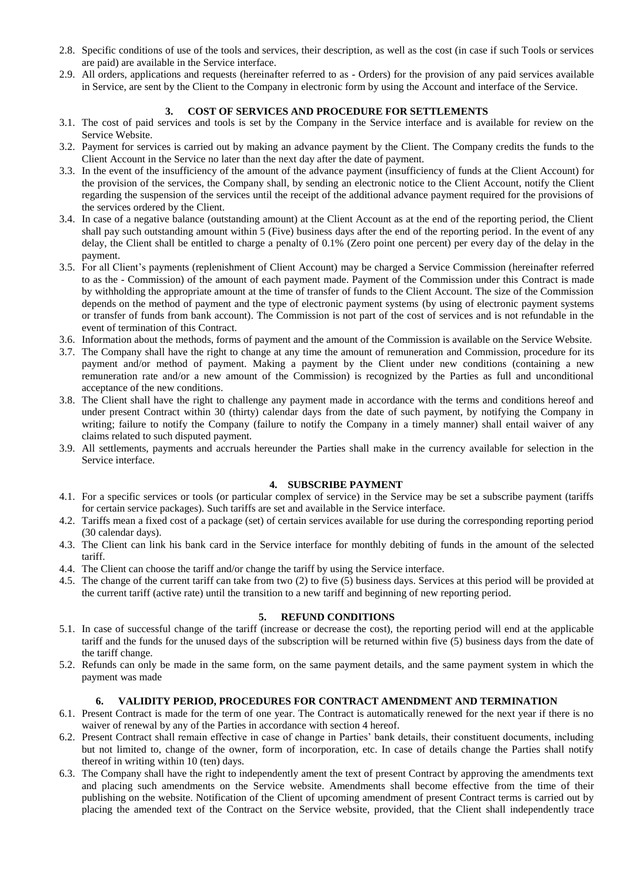2.8. Specific conditions of use of the tools and services, their description, as well as the cost (in case if such Tools or services are paid) are available in the Service interface.

2.9. All orders, applications and requests (hereinafter referred to as - Orders) for the provision of any paid services available in Service, are sent by the Client to the Company in electronic form by using the Account and interface of the Service.

## 3. COST OF SERVICES AND PROCEDURE FOR SETTLEMENTS

3.1. The cost of paid services and tools is set by the Company in the Service interface and is available for review on the Service Website.

3.2. Payment for services is carried out by making an advance payment by the Client. The Company credits the funds to the Client Account in the Service no later than the next day after the date of payment.

3.3. In the event of the insufficiency of the amount of the advance payment (insufficiency of funds at the Client Account) for the provision of the services, the Company shall, by sending an electronic notice to the Client Account, notify the Client regarding the suspension of the services until the receipt of the additional advance payment required for the provisions of the services ordered by the Client.

3.4. In case of a negative balance (outstanding amount) at the Client Account as at the end of the reporting period, the Client shall pay such outstanding amount within 5 (Five) business days after the end of the reporting period. In the event of any delay, the Client shall be entitled to charge a penalty of 0.1% (Zero point one percent) per every day of the delay in the payment.

3.5. For all Client's payments (replenishment of Client Account) may be charged a Service Commission (hereinafter referred to as the - Commission) of the amount of each payment made. Payment of the Commission under this Contract is made by withholding the appropriate amount at the time of transfer of funds to the Client Account. The size of the Commission depends on the method of payment and the type of electronic payment systems (by using of electronic payment systems or transfer of funds from bank account). The Commission is not part of the cost of services and is not refundable in the event of termination of this Contract.

3.6. Information about the methods, forms of payment and the amount of the Commission is available on the Service Website.

3.7. The Company shall have the right to change at any time the amount of remuneration and Commission, procedure for its payment and/or method of payment. Making a payment by the Client under new conditions (containing a new remuneration rate and/or a new amount of the Commission) is recognized by the Parties as full and unconditional acceptance of the new conditions.

3.8. The Client shall have the right to challenge any payment made in accordance with the terms and conditions hereof and under present Contract within 30 (thirty) calendar days from the date of such payment, by notifying the Company in writing; failure to notify the Company (failure to notify the Company in a timely manner) shall entail waiver of any claims related to such disputed payment.

3.9. All settlements, payments and accruals hereunder the Parties shall make in the currency available for selection in the Service interface.

## 4. SUBSCRIBE PAYMENT

4.1. For a specific services or tools (or particular complex of service) in the Service may be set a subscribe payment (tariffs for certain service packages). Such tariffs are set and available in the Service interface.

4.2. Tariffs mean a fixed cost of a package (set) of certain services available for use during the corresponding reporting period (30 calendar days).

4.3. The Client can link his bank card in the Service interface for monthly debiting of funds in the amount of the selected tariff.

4.4. The Client can choose the tariff and/or change the tariff by using the Service interface.

4.5. The change of the current tariff can take from two (2) to five (5) business days. Services at this period will be provided at the current tariff (active rate) until the transition to a new tariff and beginning of new reporting period.

## 5. REFUND CONDITIONS

5.1. In case of successful change of the tariff (increase or decrease the cost), the reporting period will end at the applicable tariff and the funds for the unused days of the subscription will be returned within five (5) business days from the date of the tariff change.

5.2. Refunds can only be made in the same form, on the same payment details, and the same payment system in which the payment was made

## 6. VALIDITY PERIOD, PROCEDURES FOR CONTRACT AMENDMENT AND TERMINATION

6.1. Present Contract is made for the term of one year. The Contract is automatically renewed for the next year if there is no waiver of renewal by any of the Parties in accordance with section 4 hereof.

6.2. Present Contract shall remain effective in case of change in Parties' bank details, their constituent documents, including but not limited to, change of the owner, form of incorporation, etc. In case of details change the Parties shall notify thereof in writing within 10 (ten) days.

6.3. The Company shall have the right to independently ament the text of present Contract by approving the amendments text and placing such amendments on the Service website. Amendments shall become effective from the time of their publishing on the website. Notification of the Client of upcoming amendment of present Contract terms is carried out by placing the amended text of the Contract on the Service website, provided, that the Client shall independently trace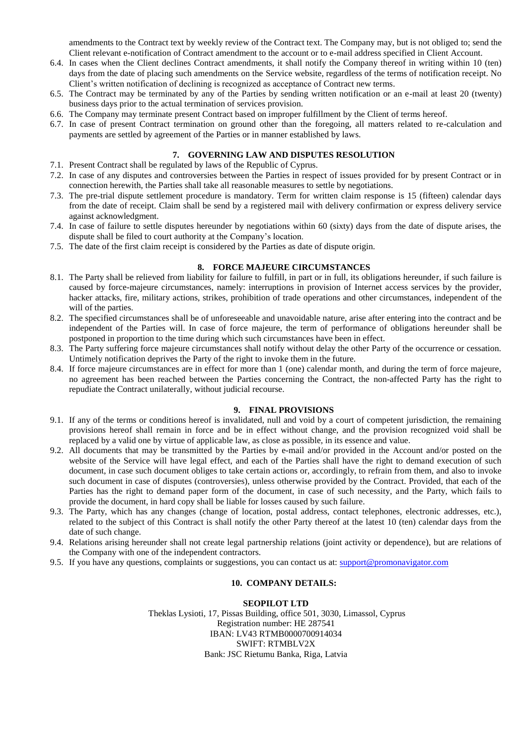amendments to the Contract text by weekly review of the Contract text. The Company may, but is not obliged to; send the Client relevant e-notification of Contract amendment to the account or to e-mail address specified in Client Account.

6.4. In cases when the Client declines Contract amendments, it shall notify the Company thereof in writing within 10 (ten) days from the date of placing such amendments on the Service website, regardless of the terms of notification receipt. No Client's written notification of declining is recognized as acceptance of Contract new terms.

6.5. The Contract may be terminated by any of the Parties by sending written notification or an e-mail at least 20 (twenty) business days prior to the actual termination of services provision.

6.6. The Company may terminate present Contract based on improper fulfillment by the Client of terms hereof.

6.7. In case of present Contract termination on ground other than the foregoing, all matters related to re-calculation and payments are settled by agreement of the Parties or in manner established by laws.

## 7. GOVERNING LAW AND DISPUTES RESOLUTION

7.1. Present Contract shall be regulated by laws of the Republic of Cyprus.

7.2. In case of any disputes and controversies between the Parties in respect of issues provided for by present Contract or in connection herewith, the Parties shall take all reasonable measures to settle by negotiations.

7.3. The pre-trial dispute settlement procedure is mandatory. Term for written claim response is 15 (fifteen) calendar days from the date of receipt. Claim shall be send by a registered mail with delivery confirmation or express delivery service against acknowledgment.

7.4. In case of failure to settle disputes hereunder by negotiations within 60 (sixty) days from the date of dispute arises, the dispute shall be filed to court authority at the Company's location.

7.5. The date of the first claim receipt is considered by the Parties as date of dispute origin.

## 8. FORCE MAJEURE CIRCUMSTANCES

8.1. The Party shall be relieved from liability for failure to fulfill, in part or in full, its obligations hereunder, if such failure is caused by force-majeure circumstances, namely: interruptions in provision of Internet access services by the provider, hacker attacks, fire, military actions, strikes, prohibition of trade operations and other circumstances, independent of the will of the parties.

8.2. The specified circumstances shall be of unforeseeable and unavoidable nature, arise after entering into the contract and be independent of the Parties will. In case of force majeure, the term of performance of obligations hereunder shall be postponed in proportion to the time during which such circumstances have been in effect.

8.3. The Party suffering force majeure circumstances shall notify without delay the other Party of the occurrence or cessation. Untimely notification deprives the Party of the right to invoke them in the future.

8.4. If force majeure circumstances are in effect for more than 1 (one) calendar month, and during the term of force majeure, no agreement has been reached between the Parties concerning the Contract, the non-affected Party has the right to repudiate the Contract unilaterally, without judicial recourse.

## 9. FINAL PROVISIONS

9.1. If any of the terms or conditions hereof is invalidated, null and void by a court of competent jurisdiction, the remaining provisions hereof shall remain in force and be in effect without change, and the provision recognized void shall be replaced by a valid one by virtue of applicable law, as close as possible, in its essence and value.

9.2. All documents that may be transmitted by the Parties by e-mail and/or provided in the Account and/or posted on the website of the Service will have legal effect, and each of the Parties shall have the right to demand execution of such document, in case such document obliges to take certain actions or, accordingly, to refrain from them, and also to invoke such document in case of disputes (controversies), unless otherwise provided by the Contract. Provided, that each of the Parties has the right to demand paper form of the document, in case of such necessity, and the Party, which fails to provide the document, in hard copy shall be liable for losses caused by such failure.

9.3. The Party, which has any changes (change of location, postal address, contact telephones, electronic addresses, etc.), related to the subject of this Contract is shall notify the other Party thereof at the latest 10 (ten) calendar days from the date of such change.

9.4. Relations arising hereunder shall not create legal partnership relations (joint activity or dependence), but are relations of the Company with one of the independent contractors.

9.5. If you have any questions, complaints or suggestions, you can contact us at: support@promonavigator.com

## 10. COMPANY DETAILS:

**SEOPILOT LTD**
Theklas Lysioti, 17, Pissas Building, office 501, 3030, Limassol, Cyprus
Registration number: HE 287541
IBAN: LV43 RTMB0000700914034
SWIFT: RTMBLV2X
Bank: JSC Rietumu Banka, Riga, Latvia